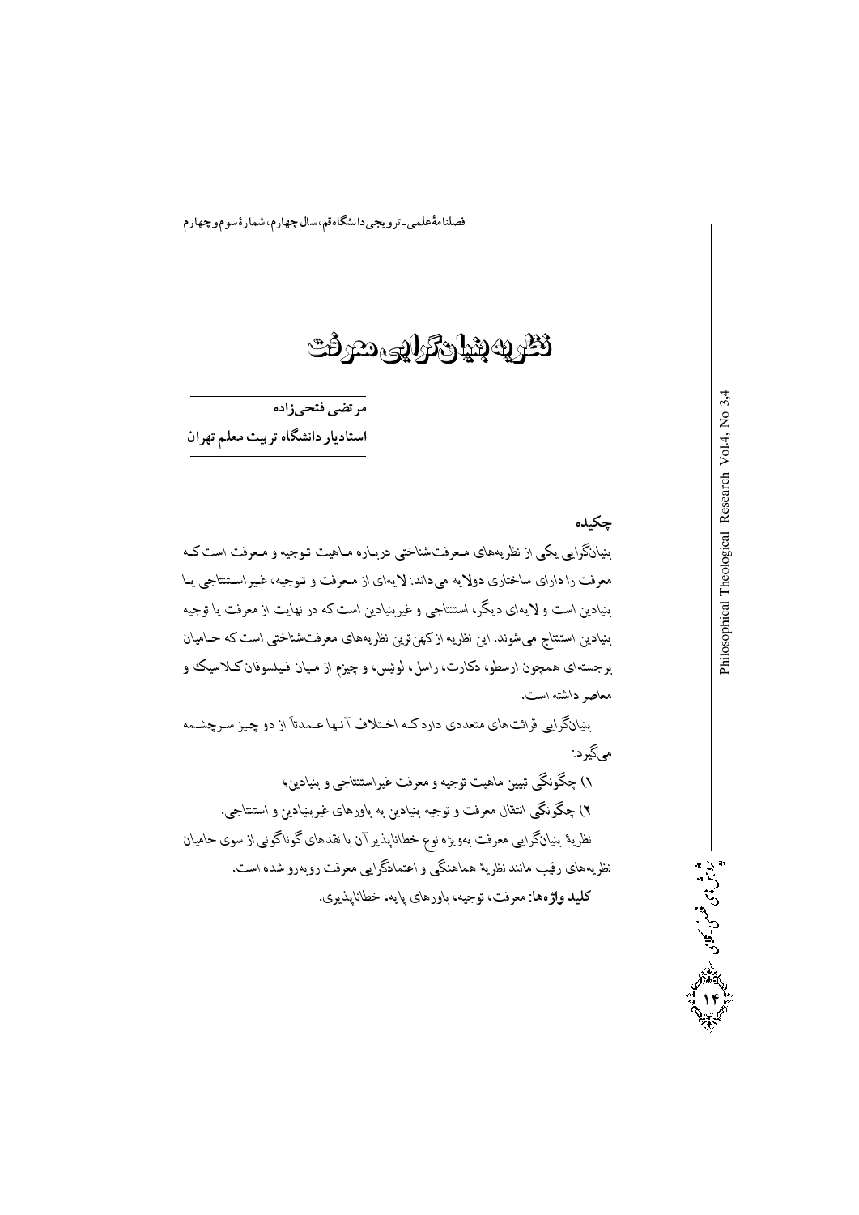# نظریه بنیان‌گرایی معرفت

**مرتضی فتحی‌زاده**
**استادیار دانشگاه تربیت معلم تهران**

## چکیده

بنیان‌گرایی یکی از نظریه‌های معرفت‌شناختی درباره ماهیت توجیه و معرفت است که معرفت را دارای ساختاری دولایه می‌داند: لایه‌ای از معرفت و توجیه، غیراستنتاجی یا بنیادین است و لایه‌ای دیگر، استنتاجی و غیربنیادین است که در نهایت از معرفت یا توجیه بنیادین استنتاج می‌شوند. این نظریه از کهن‌ترین نظریه‌های معرفت‌شناختی است که حامیان برجسته‌ای همچون ارسطو، دکارت، راسل، لوئیس، و چیزم از میان فیلسوفان کلاسیک و معاصر داشته است.

بنیان‌گرایی قرائت‌های متعددی دارد که اختلاف آنها عمدتاً از دو چیز سرچشمه می‌گیرد:

۱) چگونگی تبیین ماهیت توجیه و معرفت غیراستنتاجی و بنیادین؛

۲) چگونگی انتقال معرفت و توجیه بنیادین به باورهای غیربنیادین و استنتاجی.

نظریهٔ بنیان‌گرایی معرفت به‌ویژه نوع خطاناپذیر آن با نقدهای گوناگونی از سوی حامیان نظریه‌های رقیب مانند نظریهٔ هماهنگی و اعتمادگرایی معرفت روبه‌رو شده است.

**کلید واژه‌ها:** معرفت، توجیه، باورهای پایه، خطاناپذیری.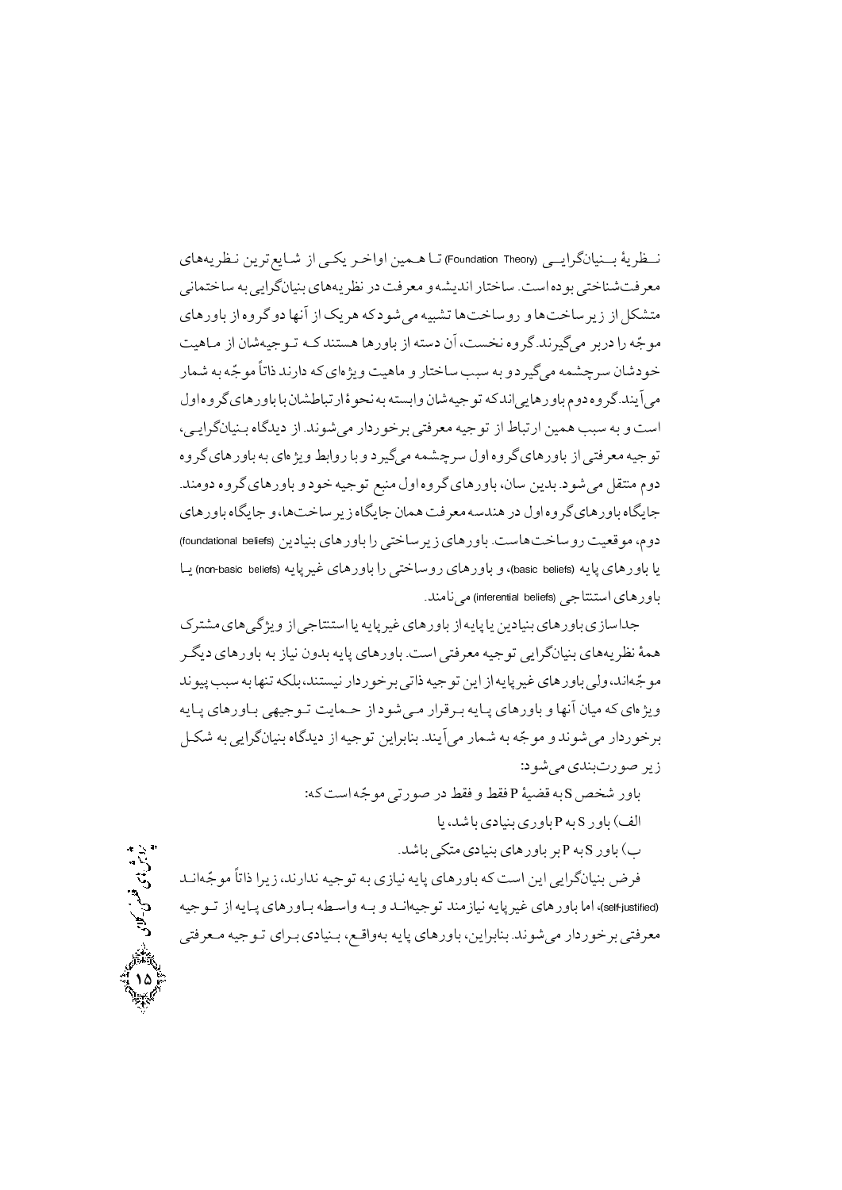نظریهٔ بنیانگرایی (Foundation Theory) تا همین اواخر یکی از شایع‌ترین نظریه‌های معرفت‌شناختی بوده است. ساختار اندیشه و معرفت در نظریه‌های بنیانگرایی به ساختمانی متشکل از زیرساخت‌ها و روساخت‌ها تشبیه می‌شود که هریک از آنها دو گروه از باورهای موجّه را دربر می‌گیرند. گروه نخست، آن دسته از باورها هستند که توجیه‌شان از ماهیت خودشان سرچشمه می‌گیرد و به سبب ساختار و ماهیت ویژه‌ای که دارند ذاتاً موجّه به شمار می‌آیند. گروه دوم باورهایی‌اند که توجیه‌شان وابسته به نحوهٔ ارتباطشان با باورهای گروه اول است و به سبب همین ارتباط از توجیه معرفتی برخوردار می‌شوند. از دیدگاه بنیانگرایی، توجیه معرفتی از باورهای گروه اول سرچشمه می‌گیرد و با روابط ویژه‌ای به باورهای گروه دوم منتقل می‌شود. بدین سان، باورهای گروه اول منبع توجیه خود و باورهای گروه دومند. جایگاه باورهای گروه اول در هندسه معرفت همان جایگاه زیرساخت‌ها، و جایگاه باورهای دوم، موقعیت روساخت‌هاست. باورهای زیرساختی را باورهای بنیادین (foundational beliefs) یا باورهای پایه (basic beliefs)، و باورهای روساختی را باورهای غیرپایه (non-basic beliefs) یا باورهای استنتاجی (inferential beliefs) می‌نامند.

جداسازی باورهای بنیادین یا پایه از باورهای غیرپایه یا استنتاجی از ویژگی‌های مشترک همهٔ نظریه‌های بنیانگرایی توجیه معرفتی است. باورهای پایه بدون نیاز به باورهای دیگر موجّه‌اند، ولی باورهای غیرپایه از این توجیه ذاتی برخوردار نیستند، بلکه تنها به سبب پیوند ویژه‌ای که میان آنها و باورهای پایه برقرار می‌شود از حمایت توجیهی باورهای پایه برخوردار می‌شوند و موجّه به شمار می‌آیند. بنابراین توجیه از دیدگاه بنیانگرایی به شکل زیر صورت‌بندی می‌شود:

باور شخص S به قضیهٔ P فقط و فقط در صورتی موجّه است که:

الف) باور S به P باوری بنیادی باشد، یا

ب) باور S به P بر باورهای بنیادی متکی باشد.

فرض بنیانگرایی این است که باورهای پایه نیازی به توجیه ندارند، زیرا ذاتاً موجّه‌اند (self-justified)، اما باورهای غیرپایه نیازمند توجیه‌اند و به واسطه باورهای پایه از توجیه معرفتی برخوردار می‌شوند. بنابراین، باورهای پایه به‌واقع، بنیادی برای توجیه معرفتی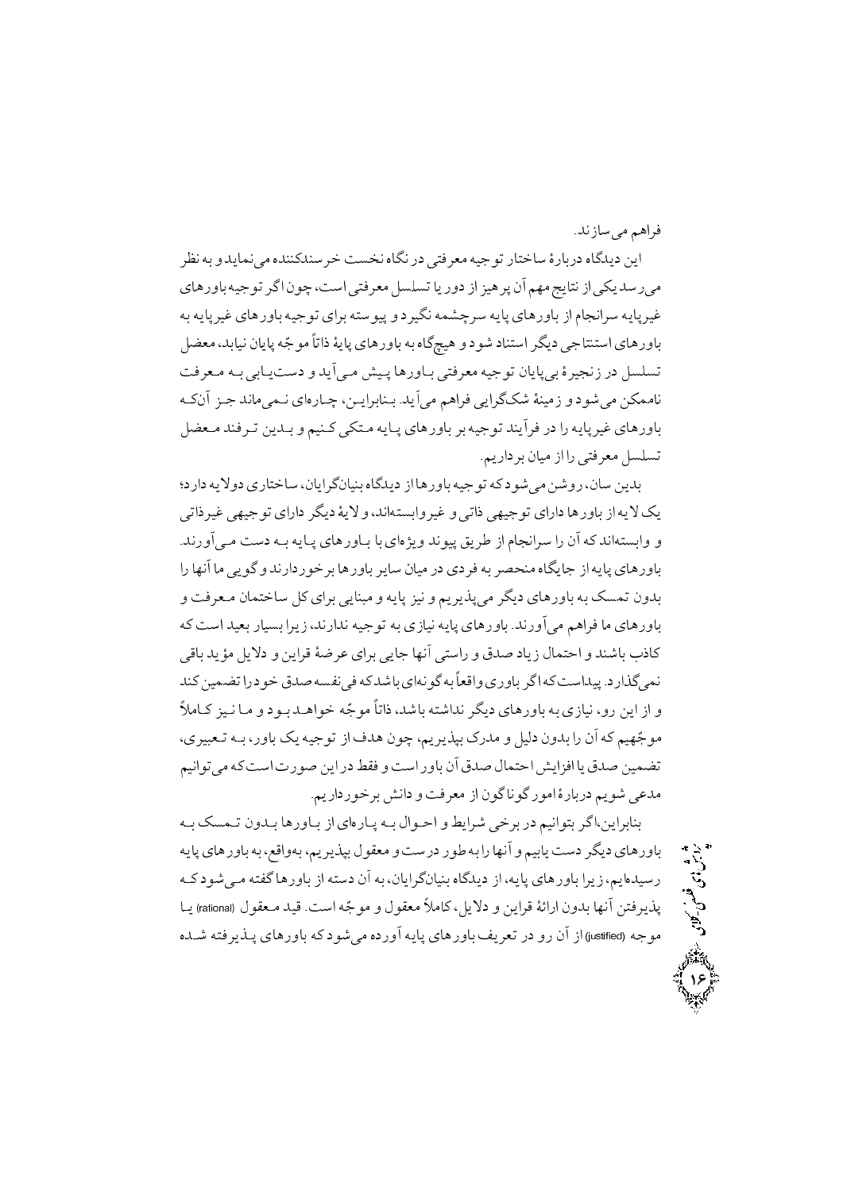فراهم می‌سازند.

این دیدگاه دربارهٔ ساختار توجیه معرفتی در نگاه نخست خرسندکننده می‌نماید و به نظر می‌رسد یکی از نتایج مهم آن پرهیز از دور یا تسلسل معرفتی است، چون اگر توجیه باورهای غیرپایه سرانجام از باورهای پایه سرچشمه نگیرد و پیوسته برای توجیه باورهای غیرپایه به باورهای استنتاجی دیگر استناد شود و هیچ‌گاه به باورهای پایهٔ ذاتاً موجّه پایان نیابد، معضل تسلسل در زنجیرهٔ بی‌پایان توجیه معرفتی باورها پیش می‌آید و دست‌یابی به معرفت ناممکن می‌شود و زمینهٔ شکاکیت فراهم می‌آید. بنابراین، چاره‌ای نمی‌ماند جز آن‌که باورهای غیرپایه را در فرآیند توجیه بر باورهای پایه متکی کنیم و بدین ترفند معضل تسلسل معرفتی را از میان برداریم.

بدین سان، روشن می‌شود که توجیه باورها از دیدگاه بنیان‌گرایان، ساختاری دولایه دارد؛ یک لایه از باورها دارای توجیهی ذاتی و غیروابسته‌اند، و لایهٔ دیگر دارای توجیهی غیرذاتی و وابسته‌اند که آن را سرانجام از طریق پیوند ویژه‌ای با باورهای پایه به دست می‌آورند. باورهای پایه از جایگاه منحصر به فردی در میان سایر باورها برخوردارند و گویی ما آنها را بدون تمسک به باورهای دیگر می‌پذیریم و نیز پایه و مبنایی برای کل ساختمان معرفت و باورهای ما فراهم می‌آورند. باورهای پایه نیازی به توجیه ندارند، زیرا بسیار بعید است که کاذب باشند و احتمال زیاد صدق و راستی آنها جایی برای عرضهٔ قراین و دلایل مؤید باقی نمی‌گذارد. پیداست که اگر باوری واقعاً به گونه‌ای باشد که فی‌نفسه صدق خود را تضمین کند و از این رو، نیازی به باورهای دیگر نداشته باشد، ذاتاً موجّه خواهد بود و ما نیز کاملاً موجّهیم که آن را بدون دلیل و مدرک بپذیریم، چون هدف از توجیه یک باور، به تعبیری، تضمین صدق یا افزایش احتمال صدق آن باور است و فقط در این صورت است که می‌توانیم مدعی شویم دربارهٔ امور گوناگون از معرفت و دانش برخورداریم.

بنابراین، اگر بتوانیم در برخی شرایط و احوال به پاره‌ای از باورها بدون تمسک به باورهای دیگر دست یابیم و آنها را به طور درست و معقول بپذیریم، به‌واقع، به باورهای پایه رسیده‌ایم، زیرا باورهای پایه، از دیدگاه بنیان‌گرایان، به آن دسته از باورها گفته می‌شود که پذیرفتن آنها بدون ارائهٔ قراین و دلایل، کاملاً معقول و موجّه است. قید معقول (rational) یا موجه (justified) از آن رو در تعریف باورهای پایه آورده می‌شود که باورهای پذیرفته شده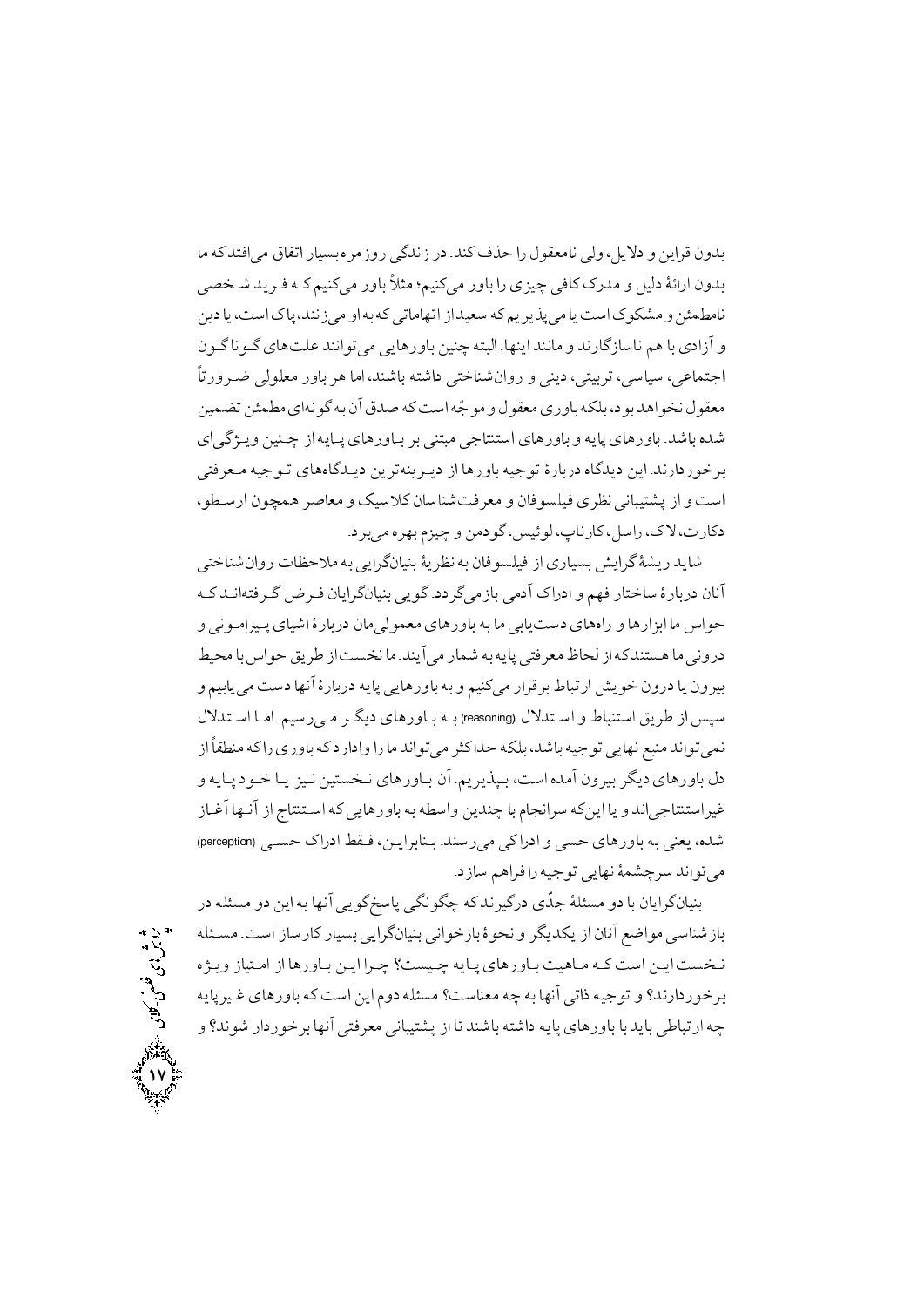بدون قراین و دلایل، ولی نامعقول را حذف کند. در زندگی روزمره بسیار اتفاق می‌افتد که ما بدون ارائهٔ دلیل و مدرک کافی چیزی را باور می‌کنیم؛ مثلاً باور می‌کنیم کـه فـرید شـخصی نامطمئن و مشکوک است یا می‌پذیریم که سعید از اتهاماتی که به او می‌زنند، پاک است، یا دین و آزادی با هم ناسازگارند و مانند اینها. البته چنین باورهایی می‌توانند علت‌های گـوناگـون اجتماعی، سیاسی، تربیتی، دینی و روان‌شناختی داشته باشند، اما هر باور معلولی ضـرورتاً معقول نخواهد بود، بلکه باوری معقول و موجّه است که صدق آن به گونه‌ای مطمئن تضمین شده باشد. باورهای پایه و باورهای استنتاجی مبتنی بر بـاورهای پـایه از چـنین ویـژگی‌ای برخوردارند. این دیدگاه دربارهٔ توجیه باورها از دیـرینه‌ترین دیـدگاه‌های تـوجیه مـعرفتی است و از پشتیبانی نظری فیلسوفان و معرفت‌شناسان کلاسیک و معاصر همچون ارسطو، دکارت، لاک، راسل، کارناپ، لوئیس، گودمن و چیزم بهره می‌برد.

شاید ریشهٔ گرایش بسیاری از فیلسوفان به نظریهٔ بنیان‌گرایی به ملاحظات روان‌شناختی آنان دربارهٔ ساختار فهم و ادراک آدمی بازمی‌گردد. گویی بنیان‌گرایان فـرض گـرفته‌انـد کـه حواس ما ابزارها و راه‌های دست‌یابی ما به باورهای معمولی‌مان دربارهٔ اشیای پـیرامـونی و درونی ما هستند که از لحاظ معرفتی پایه به شمار می‌آیند. ما نخست از طریق حواس با محیط بیرون یا درون خویش ارتباط برقرار می‌کنیم و به باورهایی پایه دربارهٔ آنها دست می‌یابیم و سپس از طریق استنباط و اسـتدلال (reasoning) بـه بـاورهای دیگـر مـی‌رسیم. امـا اسـتدلال نمی‌تواند منبع نهایی توجیه باشد، بلکه حداکثر می‌تواند ما را وادارد که باوری را که منطقاً از دل باورهای دیگر بیرون آمده است، بـپذیریم. آن بـاورهای نـخستین نـیز یـا خـود پـایه و غیراستنتاجی‌اند و یا این‌که سرانجام با چندین واسطه به باورهایی که اسـتنتاج از آنـها آغـاز شده، یعنی به باورهای حسی و ادراکی می‌رسند. بـنابرایـن، فـقط ادراک حسـی (perception) می‌تواند سرچشمهٔ نهایی توجیه را فراهم سازد.

بنیان‌گرایان با دو مسئلهٔ جدّی درگیرند که چگونگی پاسخ‌گویی آنها به این دو مسئله در بازشناسی مواضع آنان از یکدیگر و نحوهٔ بازخوانی بنیان‌گرایی بسیار کارساز است. مسـئله نـخست ایـن است کـه مـاهیت بـاورهای پـایه چـیست؟ چـرا ایـن بـاورها از امـتیاز ویـژه برخوردارند؟ و توجیه ذاتی آنها به چه معناست؟ مسئله دوم این است که باورهای غـیرپایه چه ارتباطی باید با باورهای پایه داشته باشند تا از پشتیبانی معرفتی آنها برخوردار شوند؟ و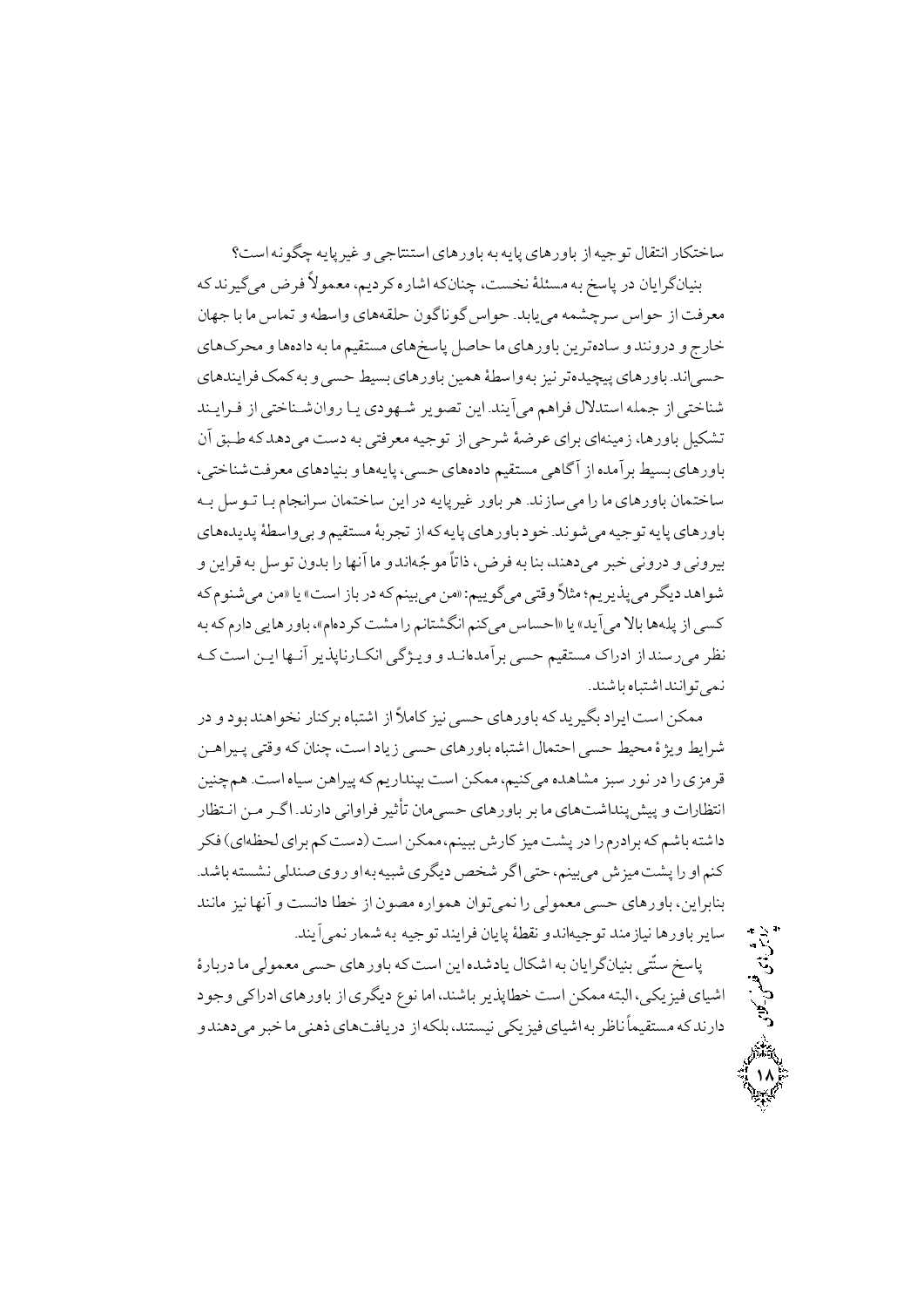ساختکار انتقال توجیه از باورهای پایه به باورهای استنتاجی و غیرپایه چگونه است؟

بنیان‌گرایان در پاسخ به مسئلهٔ نخست، چنان‌که اشاره کردیم، معمولاً فرض می‌گیرند که معرفت از حواس سرچشمه می‌یابد. حواس گوناگون حلقه‌های واسطه و تماس ما با جهان خارج و درونند و ساده‌ترین باورهای ما حاصل پاسخ‌های مستقیم ما به داده‌ها و محرک‌های حسی‌اند. باورهای پیچیده‌تر نیز به‌واسطهٔ همین باورهای بسیط حسی و به‌کمک فرایندهای شناختی از جمله استدلال فراهم می‌آیند. این تصویر شهودی یا روان‌شناختی از فرایند تشکیل باورها، زمینه‌ای برای عرضهٔ شرحی از توجیه معرفتی به دست می‌دهد که طبق آن باورهای بسیط برآمده از آگاهی مستقیم داده‌های حسی، پایه‌ها و بنیادهای معرفت‌شناختی، ساختمان باورهای ما را می‌سازند. هر باور غیرپایه در این ساختمان سرانجام با توسل به باورهای پایه توجیه می‌شوند. خود باورهای پایه که از تجربهٔ مستقیم و بی‌واسطهٔ پدیده‌های بیرونی و درونی خبر می‌دهند، بنا به فرض، ذاتاً موجّه‌اند و ما آنها را بدون توسل به قراین و شواهد دیگر می‌پذیریم؛ مثلاً وقتی می‌گوییم: «من می‌بینم که در باز است» یا «من می‌شنوم که کسی از پله‌ها بالا می‌آید» یا «احساس می‌کنم انگشتانم را مشت کرده‌ام»، باورهایی دارم که به نظر می‌رسند از ادراک مستقیم حسی برآمده‌اند و ویژگی انکارناپذیر آنها این است که نمی‌توانند اشتباه باشند.

ممکن است ایراد بگیرید که باورهای حسی نیز کاملاً از اشتباه برکنار نخواهند بود و در شرایط ویژهٔ محیط حسی احتمال اشتباه باورهای حسی زیاد است، چنان که وقتی پیراهن قرمزی را در نور سبز مشاهده می‌کنیم، ممکن است بپنداریم که پیراهن سیاه است. هم‌چنین انتظارات و پیش‌پنداشت‌های ما بر باورهای حسی‌مان تأثیر فراوانی دارند. اگر من انتظار داشته باشم که برادرم را در پشت میز کارش ببینم، ممکن است (دست‌کم برای لحظه‌ای) فکر کنم او را پشت میزش می‌بینم، حتی اگر شخص دیگری شبیه به‌او روی صندلی نشسته باشد. بنابراین، باورهای حسی معمولی را نمی‌توان همواره مصون از خطا دانست و آنها نیز مانند سایر باورها نیازمند توجیه‌اند و نقطهٔ پایان فرایند توجیه به شمار نمی‌آیند.

پاسخ سنّتی بنیان‌گرایان به اشکال یادشده این است که باورهای حسی معمولی ما دربارهٔ اشیای فیزیکی، البته ممکن است خطاپذیر باشند، اما نوع دیگری از باورهای ادراکی وجود دارند که مستقیماً ناظر به اشیای فیزیکی نیستند، بلکه از دریافت‌های ذهنی ما خبر می‌دهند و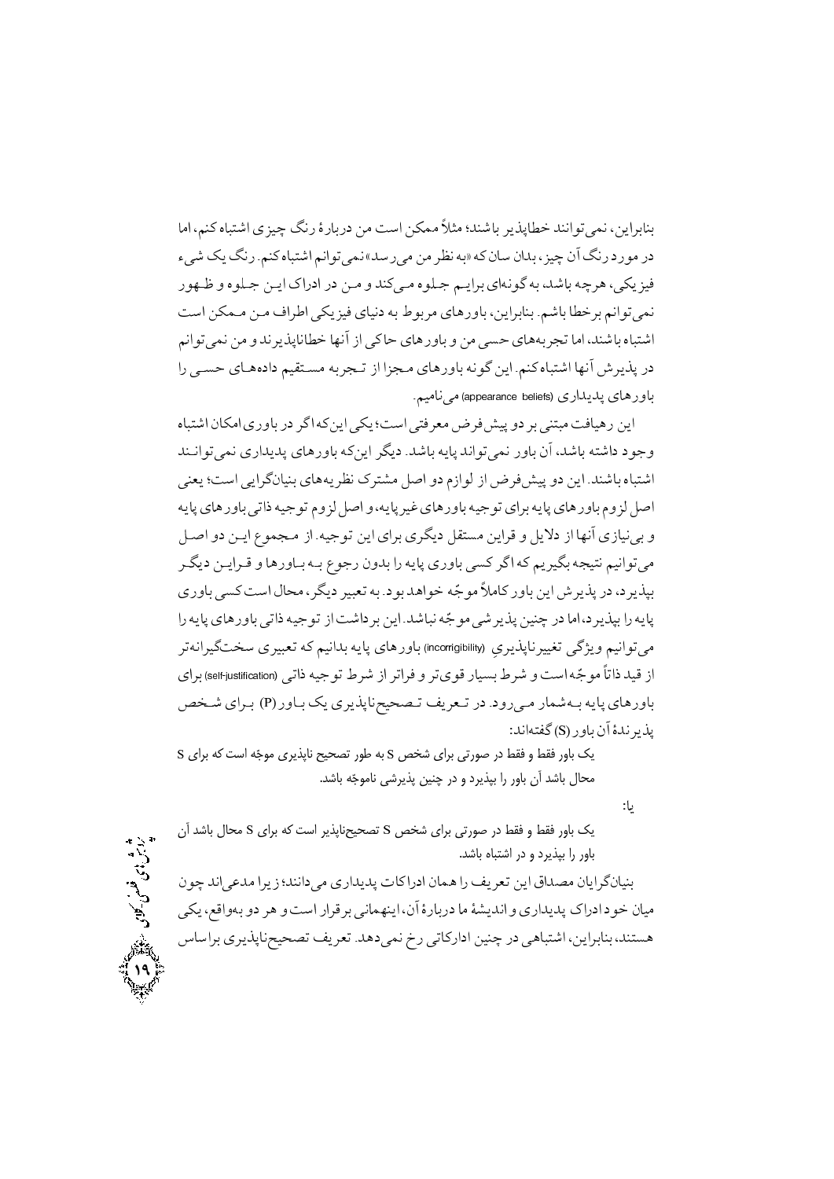بنابراین، نمی‌توانند خطاپذیر باشند؛ مثلاً ممکن است من دربارهٔ رنگ چیزی اشتباه کنم، اما در مورد رنگ آن چیز، بدان سان که «به نظر من می‌رسد» نمی‌توانم اشتباه کنم. رنگ یک شیء فیزیکی، هرچه باشد، به گونه‌ای برایم جلوه می‌کند و من در ادراک این جلوه و ظهور نمی‌توانم برخطا باشم. بنابراین، باورهای مربوط به دنیای فیزیکی اطراف من ممکن است اشتباه باشند، اما تجربه‌های حسی من و باورهای حاکی از آنها خطاناپذیرند و من نمی‌توانم در پذیرش آنها اشتباه کنم. این گونه باورهای مجزا از تجربه مستقیم داده‌های حسی را باورهای پدیداری (appearance beliefs) می‌نامیم.

این رهیافت مبتنی بر دو پیش‌فرض معرفتی است؛ یکی این‌که اگر در باوری امکان اشتباه وجود داشته باشد، آن باور نمی‌تواند پایه باشد. دیگر این‌که باورهای پدیداری نمی‌توانند اشتباه باشند. این دو پیش‌فرض از لوازم دو اصل مشترک نظریه‌های بنیان‌گرایی است؛ یعنی اصل لزوم باورهای پایه برای توجیه باورهای غیرپایه، و اصل لزوم توجیه ذاتی باورهای پایه و بی‌نیازی آنها از دلایل و قراین مستقل دیگری برای این توجیه. از مجموع این دو اصل می‌توانیم نتیجه بگیریم که اگر کسی باوری پایه را بدون رجوع به باورها و قراین دیگر بپذیرد، در پذیرش این باور کاملاً موجّه خواهد بود. به تعبیر دیگر، محال است کسی باوری پایه را بپذیرد، اما در چنین پذیرشی موجّه نباشد. این برداشت از توجیه ذاتی باورهای پایه را می‌توانیم ویژگی تغییرناپذیریِ (incorrigibility) باورهای پایه بدانیم که تعبیری سخت‌گیرانه‌تر از قید ذاتاً موجّه است و شرط بسیار قوی‌تر و فراتر از شرط توجیه ذاتی (self-justification) برای باورهای پایه به‌شمار می‌رود. در تعریف تصحیح‌ناپذیری یک باور (P) برای شخص پذیرندهٔ آن باور (S) گفته‌اند:

> یک باور فقط و فقط در صورتی برای شخص S به طور تصحیح ناپذیری موجّه است که برای S محال باشد آن باور را بپذیرد و در چنین پذیرشی ناموجّه باشد.

یا:

> یک باور فقط و فقط در صورتی برای شخص S تصحیح‌ناپذیر است که برای S محال باشد آن باور را بپذیرد و در اشتباه باشد.

بنیان‌گرایان مصداق این تعریف را همان ادراکات پدیداری می‌دانند؛ زیرا مدعی‌اند چون میان خود ادراک پدیداری و اندیشهٔ ما دربارهٔ آن، اینهمانی برقرار است و هر دو به‌واقع، یکی هستند، بنابراین، اشتباهی در چنین ادراکاتی رخ نمی‌دهد. تعریف تصحیح‌ناپذیری براساس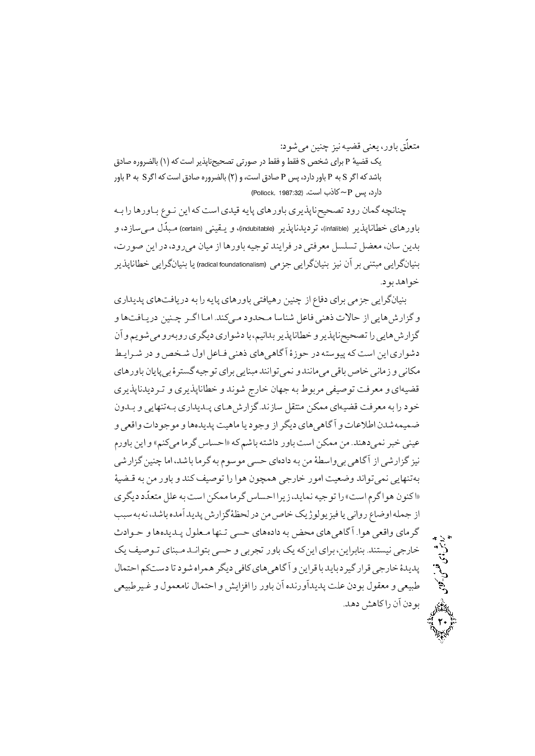متعلّق باور، یعنی قضیه نیز چنین می‌شود:

یک قضیهٔ P برای شخص S فقط و فقط در صورتی تصحیح‌ناپذیر است که (۱) بالضروره صادق باشد که اگر S به P باور دارد، پس P صادق است، و (۲) بالضروره صادق است که اگر S به P باور دارد، پس $\sim P$ کاذب است. (Pollock, 1987:32)

چنانچه گمان رود تصحیح‌ناپذیری باورهای پایه قیدی است که این نوع باورها را به باورهای خطاناپذیر (infalible)، تردیدناپذیر (indubitable)، و یقینی (certain) مبدّل می‌سازد، و بدین سان، معضل تسلسل معرفتی در فرایند توجیه باورها از میان می‌رود، در این صورت، بنیانگرایی مبتنی بر آن نیز بنیانگرایی جزمی (radical foundationalism) یا بنیانگرایی خطاناپذیر خواهد بود.

بنیانگرایی جزمی برای دفاع از چنین رهیافتی باورهای پایه را به دریافت‌های پدیداری و گزارش‌هایی از حالات ذهنی فاعل شناسا محدود می‌کند. اما اگر چنین دریافت‌ها و گزارش‌هایی را تصحیح‌ناپذیر و خطاناپذیر بدانیم، با دشواری دیگری روبه‌رو می‌شویم و آن دشواری این است که پیوسته در حوزهٔ آگاهی‌های ذهنی فاعل اول شخص و در شرایط مکانی و زمانی خاص باقی می‌مانند و نمی‌توانند مبنایی برای توجیه گسترهٔ بی‌پایان باورهای قضیه‌ای و معرفت توصیفی مربوط به جهان خارج شوند و خطاناپذیری و تردیدناپذیری خود را به معرفت قضیه‌ای ممکن منتقل سازند. گزارش‌های پدیداری به‌تنهایی و بدون ضمیمه‌شدن اطلاعات و آگاهی‌های دیگر از وجود یا ماهیت پدیده‌ها و موجودات واقعی و عینی خبر نمی‌دهند. من ممکن است باور داشته باشم که «احساس گرما می‌کنم» و این باورم نیز گزارشی از آگاهی بی‌واسطهٔ من به داده‌ای حسی موسوم به گرما باشد، اما چنین گزارشی به‌تنهایی نمی‌تواند وضعیت امور خارجی همچون هوا را توصیف کند و باور من به قضیهٔ «اکنون هوا گرم است» را توجیه نماید، زیرا احساس گرما ممکن است به علل متعدّد دیگری از جمله اوضاع روانی یا فیزیولوژیک خاص من در لحظهٔ گزارش پدید آمده باشد، نه به سبب گرمای واقعی هوا. آگاهی‌های محض به داده‌های حسی تنها معلول پدیده‌ها و حوادث خارجی نیستند. بنابراین، برای این‌که یک باور تجربی و حسی بتواند مبنای توصیف یک پدیدهٔ خارجی قرار گیرد باید با قراین و آگاهی‌های کافی دیگر همراه شود تا دست‌کم احتمال طبیعی و معقول بودن علت پدیدآورنده آن باور را افزایش و احتمال نامعمول و غیرطبیعی بودن آن را کاهش دهد.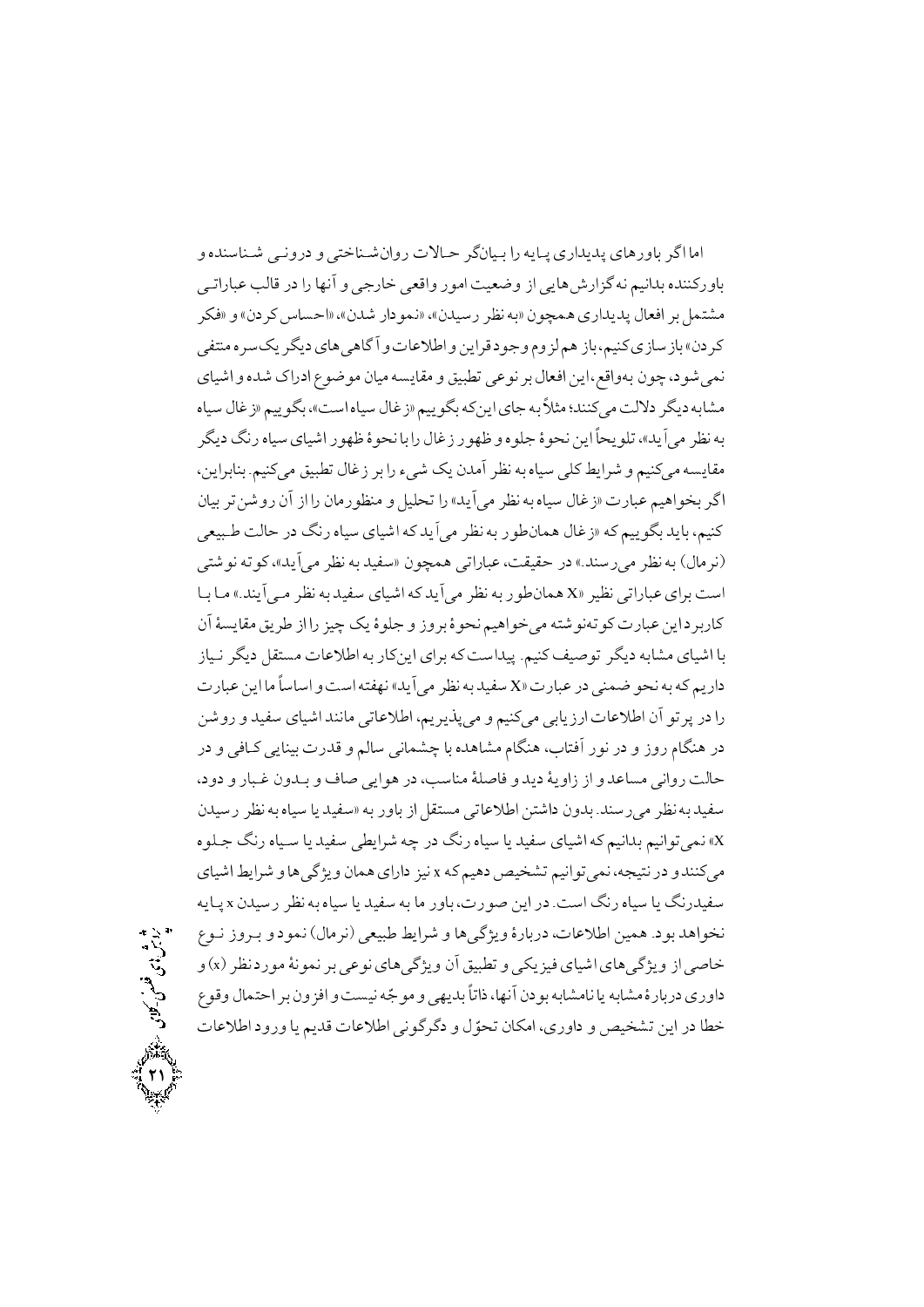اما اگر باورهای پدیداری پایه را بیانگر حالات روان‌شناختی و درونی شناسنده و باورکننده بدانیم نه گزارش‌هایی از وضعیت امور واقعی خارجی و آنها را در قالب عباراتی مشتمل بر افعال پدیداری همچون «به نظر رسیدن»، «نمودار شدن»، «احساس کردن» و «فکر کردن» بازسازی کنیم، باز هم لزوم وجود قراین و اطلاعات و آگاهی‌های دیگر یک‌سره منتفی نمی‌شود، چون به‌واقع، این افعال بر نوعی تطبیق و مقایسه میان موضوع ادراک شده و اشیای مشابه دیگر دلالت می‌کنند؛ مثلاً به جای این‌که بگوییم «زغال سیاه است»، بگوییم «زغال سیاه به نظر می‌آید»، تلویحاً این نحوهٔ جلوه و ظهور زغال را با نحوهٔ ظهور اشیای سیاه رنگ دیگر مقایسه می‌کنیم و شرایط کلی سیاه به نظر آمدن یک شیء را بر زغال تطبیق می‌کنیم. بنابراین، اگر بخواهیم عبارت «زغال سیاه به نظر می‌آید» را تحلیل و منظورمان را از آن روشن‌تر بیان کنیم، باید بگوییم که «زغال همان‌طور به نظر می‌آید که اشیای سیاه رنگ در حالت طبیعی (نرمال) به نظر می‌رسند.» در حقیقت، عباراتی همچون «سفید به نظر می‌آید»، کوته نوشتی است برای عباراتی نظیر «X همان‌طور به نظر می‌آید که اشیای سفید به نظر می‌آیند.» ما با کاربرد این عبارت کوته‌نوشته می‌خواهیم نحوهٔ بروز و جلوهٔ یک چیز را از طریق مقایسهٔ آن با اشیای مشابه دیگر توصیف کنیم. پیداست که برای این‌کار به اطلاعات مستقل دیگر نیاز داریم که به نحو ضمنی در عبارت «X سفید به نظر می‌آید» نهفته است و اساساً ما این عبارت را در پرتو آن اطلاعات ارزیابی می‌کنیم و می‌پذیریم، اطلاعاتی مانند اشیای سفید و روشن در هنگام روز و در نور آفتاب، هنگام مشاهده با چشمانی سالم و قدرت بینایی کافی و در حالت روانی مساعد و از زاویهٔ دید و فاصلهٔ مناسب، در هوایی صاف و بدون غبار و دود، سفید به نظر می‌رسند. بدون داشتن اطلاعاتی مستقل از باور به «سفید یا سیاه به نظر رسیدن X» نمی‌توانیم بدانیم که اشیای سفید یا سیاه رنگ در چه شرایطی سفید یا سیاه رنگ جلوه می‌کنند و در نتیجه، نمی‌توانیم تشخیص دهیم که x نیز دارای همان ویژگی‌ها و شرایط اشیای سفیدرنگ یا سیاه رنگ است. در این صورت، باور ما به سفید یا سیاه به نظر رسیدن x پایه نخواهد بود. همین اطلاعات، دربارهٔ ویژگی‌ها و شرایط طبیعی (نرمال) نمود و بروز نوع خاصی از ویژگی‌های اشیای فیزیکی و تطبیق آن ویژگی‌های نوعی بر نمونهٔ موردنظر (x) و داوری دربارهٔ مشابه یا نامشابه بودن آنها، ذاتاً بدیهی و موجّه نیست و افزون بر احتمال وقوع خطا در این تشخیص و داوری، امکان تحوّل و دگرگونی اطلاعات قدیم یا ورود اطلاعات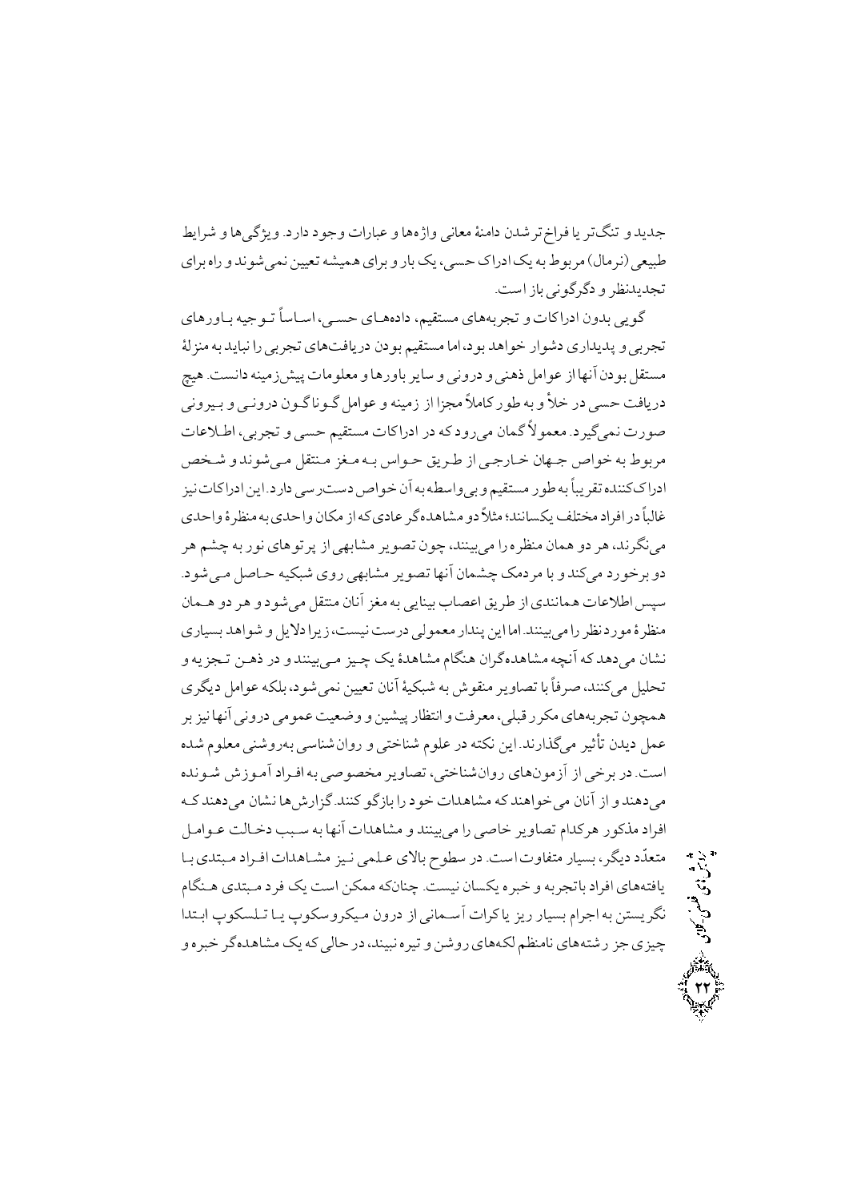جدید و تنگ‌تر یا فراخ‌تر شدن دامنهٔ معانی واژه‌ها و عبارات وجود دارد. ویژگی‌ها و شرایط طبیعی (نرمال) مربوط به یک ادراک حسی، یک بار و برای همیشه تعیین نمی‌شوند و راه برای تجدیدنظر و دگرگونی باز است.

گویی بدون ادراکات و تجربه‌های مستقیم، داده‌های حسی، اساساً توجیه باورهای تجربی و پدیداری دشوار خواهد بود، اما مستقیم بودن دریافت‌های تجربی را نباید به منزلهٔ مستقل بودن آنها از عوامل ذهنی و درونی و سایر باورها و معلومات پیش‌زمینه دانست. هیچ دریافت حسی در خلأ و به طور کاملاً مجزا از زمینه و عوامل گوناگون درونی و بیرونی صورت نمی‌گیرد. معمولاً گمان می‌رود که در ادراکات مستقیم حسی و تجربی، اطلاعات مربوط به خواص جهان خارجی از طریق حواس به مغز منتقل می‌شوند و شخص ادراک‌کننده تقریباً به طور مستقیم و بی‌واسطه به آن خواص دسترسی دارد. این ادراکات نیز غالباً در افراد مختلف یکسانند؛ مثلاً دو مشاهده‌گر عادی که از مکان واحدی به منظرهٔ واحدی می‌نگرند، هر دو همان منظره را می‌بینند، چون تصویر مشابهی از پرتوهای نور به چشم هر دو برخورد می‌کند و با مردمک چشمان آنها تصویر مشابهی روی شبکیه حاصل می‌شود. سپس اطلاعات همانندی از طریق اعصاب بینایی به مغز آنان منتقل می‌شود و هر دو همان منظرهٔ مورد نظر را می‌بینند. اما این پندار معمولی درست نیست، زیرا دلایل و شواهد بسیاری نشان می‌دهد که آنچه مشاهده‌گران هنگام مشاهدهٔ یک چیز می‌بینند و در ذهن تجزیه و تحلیل می‌کنند، صرفاً با تصاویر منقوش به شبکیهٔ آنان تعیین نمی‌شود، بلکه عوامل دیگری همچون تجربه‌های مکرر قبلی، معرفت و انتظار پیشین و وضعیت عمومی درونی آنها نیز بر عمل دیدن تأثیر می‌گذارند. این نکته در علوم شناختی و روان‌شناسی به‌روشنی معلوم شده است. در برخی از آزمون‌های روان‌شناختی، تصاویر مخصوصی به افراد آموزش شونده می‌دهند و از آنان می‌خواهند که مشاهدات خود را بازگو کنند. گزارش‌ها نشان می‌دهند که افراد مذکور هرکدام تصاویر خاصی را می‌بینند و مشاهدات آنها به سبب دخالت عوامل متعدّد دیگر، بسیار متفاوت است. در سطوح بالای علمی نیز مشاهدات افراد مبتدی با یافته‌های افراد باتجربه و خبره یکسان نیست. چنانکه ممکن است یک فرد مبتدی هنگام نگریستن به اجرام بسیار ریز یا کرات آسمانی از درون میکروسکوپ یا تلسکوپ ابتدا چیزی جز رشته‌های نامنظم لکه‌های روشن و تیره نبیند، در حالی که یک مشاهده‌گر خبره و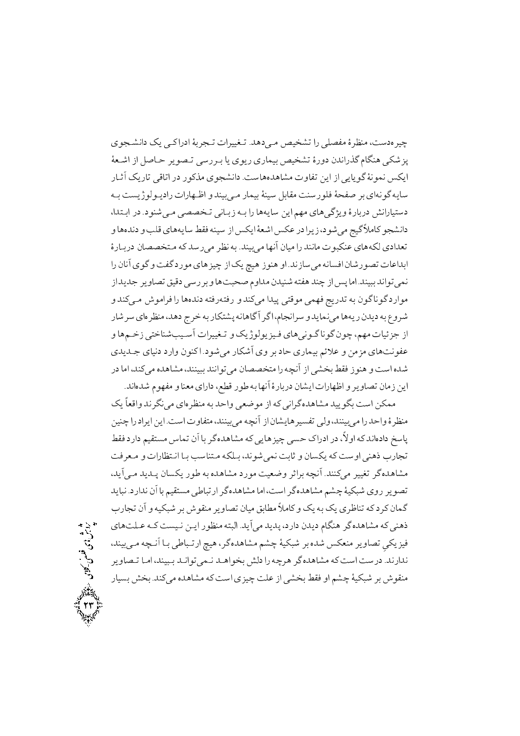چیره‌دست، منظرهٔ مفصلی را تشخیص می‌دهد. تغییرات تجربهٔ ادراکی یک دانشجوی پزشکی هنگام گذراندن دورهٔ تشخیص بیماری ریوی یا بررسی تصویر حاصل از اشعهٔ ایکس نمونهٔ گویایی از این تفاوت مشاهده‌هاست. دانشجوی مذکور در اتاقی تاریک آثار سایه‌گونه‌ای بر صفحهٔ فلورسنت مقابل سینهٔ بیمار می‌بیند و اظهارات رادیولوژیست به دستیارانش دربارهٔ ویژگی‌های مهم این سایه‌ها را به زبانی تخصصی می‌شنود. در ابتدا، دانشجو کاملاً گیج می‌شود، زیرا در عکس اشعهٔ ایکس از سینه فقط سایه‌های قلب و دنده‌ها و تعدادی لکه‌های عنکبوت مانند را میان آنها می‌بیند. به نظر می‌رسد که متخصصان دربارهٔ ابداعات تصورشان افسانه می‌سازند. او هنوز هیچ یک از چیزهای مورد گفت و گوی آنان را نمی‌تواند ببیند. اما پس از چند هفته شنیدن مداوم صحبت‌ها و بررسی دقیق تصاویر جدید از موارد گوناگون به تدریج فهمی موقتی پیدا می‌کند و رفته‌رفته دنده‌ها را فراموش می‌کند و شروع به دیدن ریه‌ها می‌نماید و سرانجام، اگر آگاهانه پشتکار به خرج دهد، منظره‌ای سرشار از جزئیات مهم، چون گوناگونی‌های فیزیولوژیک و تغییرات آسیب‌شناختی زخم‌ها و عفونت‌های مزمن و علائم بیماری حاد بر وی آشکار می‌شود. اکنون وارد دنیای جدیدی شده است و هنوز فقط بخشی از آنچه را متخصصان می‌توانند ببینند، مشاهده می‌کند، اما در این زمان تصاویر و اظهارات ایشان دربارهٔ آنها به طور قطع، دارای معنا و مفهوم شده‌اند.

ممکن است بگویید مشاهده‌گرانی که از موضعی واحد به منظره‌ای می‌نگرند واقعاً یک منظرهٔ واحد را می‌بینند، ولی تفسیرهایشان از آنچه می‌بینند، متفاوت است. این ایراد را چنین پاسخ داده‌اند که اولاً، در ادراک حسی چیزهایی که مشاهده‌گر با آن تماس مستقیم دارد فقط تجارب ذهنی اوست که یکسان و ثابت نمی‌شوند، بلکه متناسب با انتظارات و معرفت مشاهده‌گر تغییر می‌کنند. آنچه براثر وضعیت مورد مشاهده به طور یکسان پدید می‌آید، تصویر روی شبکیهٔ چشم مشاهده‌گر است، اما مشاهده‌گر ارتباطی مستقیم با آن ندارد. نباید گمان کرد که تناظری یک به یک و کاملاً مطابق میان تصاویر منقوش بر شبکیه و آن تجارب ذهنی که مشاهده‌گر هنگام دیدن دارد، پدید می‌آید. البته منظور این نیست که علت‌های فیزیکیِ تصاویر منعکس شده بر شبکیهٔ چشم مشاهده‌گر، هیچ ارتباطی با آنچه می‌بیند، ندارند. درست است که مشاهده‌گر هرچه را دلش بخواهد نمی‌تواند ببیند، اما تصاویر منقوش بر شبکیهٔ چشم او فقط بخشی از علت چیزی است که مشاهده می‌کند. بخش بسیار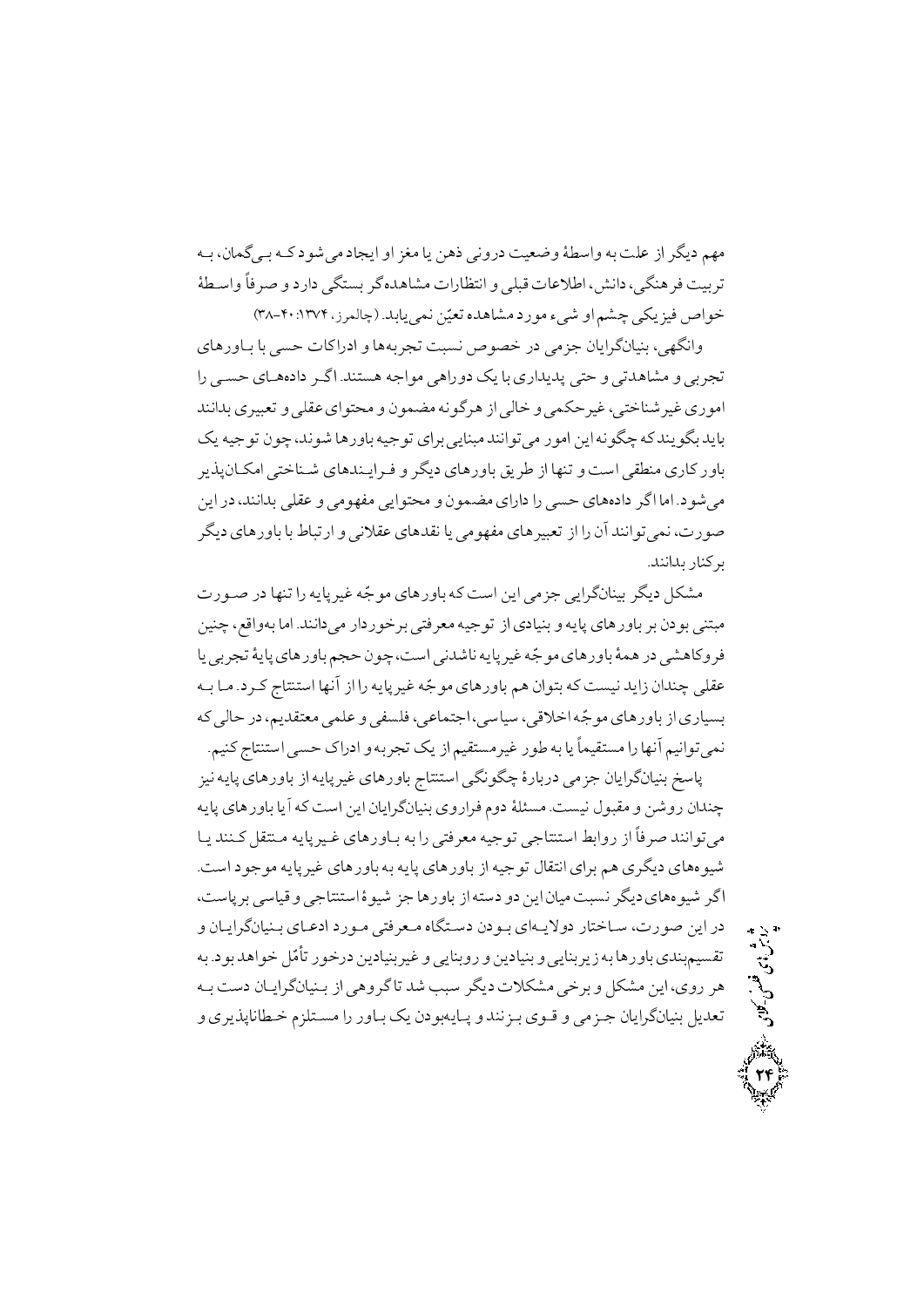مهم دیگر از علت به واسطهٔ وضعیت درونی ذهن یا مغز او ایجاد می‌شود کـه بـی‌گمان، بـه تربیت فرهنگی، دانش، اطلاعات قبلی و انتظارات مشاهده‌گر بستگی دارد و صرفاً واسطهٔ خواص فیزیکی چشم او شیء مورد مشاهده تعیّن نمی‌یابد. (چالمرز، ۱۳۷۴: ۴۰-۳۸)

وانگهی، بنیان‌گرایان جزمی در خصوص نسبت تجربه‌ها و ادراکات حسی با بـاورهای تجربی و مشاهدتی و حتی پدیداری با یک دوراهی مواجه هستند. اگـر داده‌هـای حسـی را اموری غیرشناختی، غیرحکمی و خالی از هرگونه مضمون و محتوای عقلی و تعبیری بدانند باید بگویند که چگونه این امور می‌توانند مبنایی برای توجیه باورها شوند، چون توجیه یک باورکاری منطقی است و تنها از طریق باورهای دیگر و فـرایـندهای شـناختی امکـان‌پذیر می‌شود. اما اگر داده‌های حسی را دارای مضـمون و محتوایی مفهومی و عقلی بدانند، در این صورت، نمی‌توانند آن را از تعبیرهای مفهومی یا نقدهای عقلانی و ارتباط با باورهای دیگر برکنار بدانند.

مشکل دیگر بینانگرایی جزمی این است که باورهای موجّه غیرپایه را تنها در صـورت مبتنی بودن بر باورهای پایه و بنیادی از توجیه معرفتی برخوردار می‌دانند. اما به‌واقع، چنین فروکاهشی در همهٔ باورهای موجّه غیرپایه ناشدنی است، چون حجم باورهای پایهٔ تجربی یا عقلی چندان زاید نیست که بتوان هم باورهای موجّه غیرپایه را از آنها استنتاج کـرد. مـا بـه بسیاری از باورهای موجّه اخلاقی، سیاسی، اجتماعی، فلسفی و علمی معتقدیم، در حالی که نمی‌توانیم آنها را مستقیماً یا به طور غیرمستقیم از یک تجربه و ادراک حسی استنتاج کنیم.

پاسخ بنیانگرایان جزمی دربارهٔ چگونگی استنتاج باورهای غیرپایه از باورهای پایه نیز چندان روشن و مقبول نیست. مسئلهٔ دوم فراروی بنیانگرایان این است که آیا باورهای پایه می‌توانند صرفاً از روابط استنتاجی توجیه معرفتی را به بـاورهای غـیرپایه مـنتقل کـنند یـا شیوه‌های دیگری هم برای انتقال توجیه از باورهای پایه به باورهای غیرپایه موجود است. اگر شیوه‌های دیگر نسبت میان این دو دسته از باورها جز شیوهٔ استنتاجی و قیاسی برپاست، در این صورت، سـاختار دولایـه‌ای بـودن دسـتگاه مـعرفتی مـورد ادعـای بـنیانگرایـان و تقسیم‌بندی باورها به زیربنایی و بنیادین و روبنایی و غیربنیادین درخور تأمّل خواهد بود. به هر روی، این مشکل و برخی مشکلات دیگر سبب شد تا گروهی از بـنیانگرایـان دست بـه تعدیل بنیانگرایان جـزمی و قـوی بـزنند و پـایه‌بودن یک بـاور را مسـتلزم خـطاناپذیری و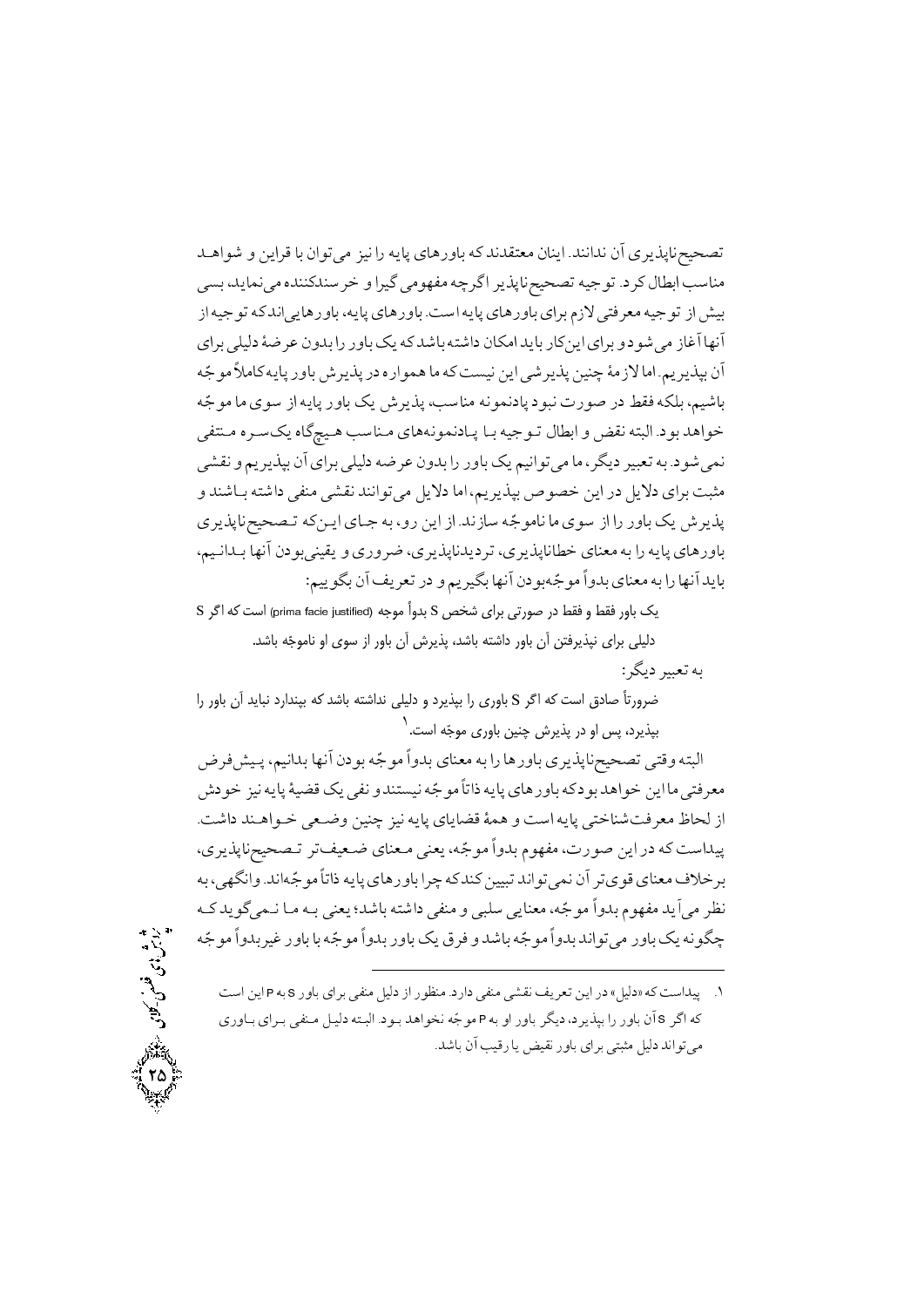تصحیح‌ناپذیری آن ندانند. اینان معتقدند که باورهای پایه را نیز می‌توان با قراین و شواهد مناسب ابطال کرد. توجیه تصحیح‌ناپذیر اگرچه مفهومی گیرا و خرسندکننده می‌نماید، بسی بیش از توجیه معرفتی لازم برای باورهای پایه است. باورهای پایه، باورهایی‌اند که توجیه از آنها آغاز می‌شود و برای این‌کار باید امکان داشته باشد که یک باور را بدون عرضهٔ دلیلی برای آن بپذیریم. اما لازمهٔ چنین پذیرشی این نیست که ما همواره در پذیرش باور پایه کاملاً موجّه باشیم، بلکه فقط در صورت نبود پادنمونه مناسب، پذیرش یک باور پایه از سوی ما موجّه خواهد بود. البته نقض و ابطال توجیه با پادنمونه‌های مناسب هیچ‌گاه یک‌سره منتفی نمی‌شود. به تعبیر دیگر، ما می‌توانیم یک باور را بدون عرضه دلیلی برای آن بپذیریم و نقشی مثبت برای دلایل در این خصوص بپذیریم، اما دلایل می‌توانند نقشی منفی داشته باشند و پذیرش یک باور را از سوی ما ناموجّه سازند. از این رو، به جای این‌که تصحیح‌ناپذیری باورهای پایه را به معنای خطاناپذیری، تردیدناپذیری، ضروری و یقینی‌بودن آنها بدانیم، باید آنها را به معنای بدواً موجّه‌بودن آنها بگیریم و در تعریف آن بگوییم:

یک باور فقط و فقط در صورتی برای شخص S بدواً موجه (prima facie justified) است که اگر S دلیلی برای نپذیرفتن آن باور داشته باشد، پذیرش آن باور از سوی او ناموجّه باشد.

به تعبیر دیگر:

ضرورتاً صادق است که اگر S باوری را بپذیرد و دلیلی نداشته باشد که بپندارد نباید آن باور را بپذیرد، پس او در پذیرش چنین باوری موجّه است.[1]

البته وقتی تصحیح‌ناپذیری باورها را به معنای بدواً موجّه بودن آنها بدانیم، پیش‌فرض معرفتی ما این خواهد بود که باورهای پایه ذاتاً موجّه نیستند و نفی یک قضیهٔ پایه نیز خودش از لحاظ معرفت‌شناختی پایه است و همهٔ قضایای پایه نیز چنین وضعی خواهند داشت. پیداست که در این صورت، مفهوم بدواً موجّه، یعنی معنای ضعیف‌تر تصحیح‌ناپذیری، برخلاف معنای قوی‌تر آن نمی‌تواند تبیین کند که چرا باورهای پایه ذاتاً موجّه‌اند. وانگهی، به نظر می‌آید مفهوم بدواً موجّه، معنایی سلبی و منفی داشته باشد؛ یعنی به ما نمی‌گوید که چگونه یک باور می‌تواند بدواً موجّه باشد و فرق یک باور بدواً موجّه با باور غیربدواً موجّه

---

۱. پیداست که «دلیل» در این تعریف نقشی منفی دارد. منظور از دلیل منفی برای باور S به P این است که اگر S آن باور را بپذیرد، دیگر باور او به P موجّه نخواهد بود. البته دلیل منفی برای باوری می‌تواند دلیل مثبتی برای باور نقیض یا رقیب آن باشد.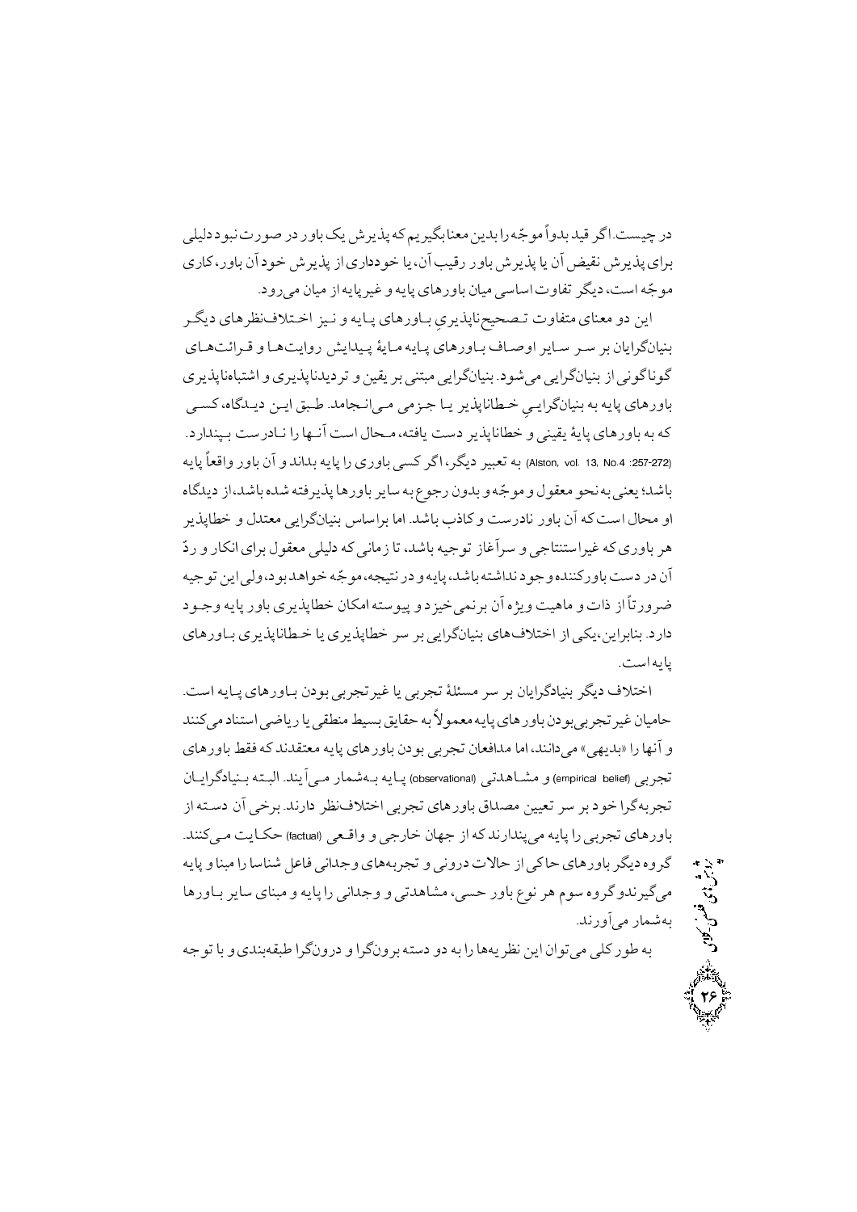در چیست. اگر قید بدواً موجّه را بدین معنا بگیریم که پذیرش یک باور در صورت نبود دلیلی برای پذیرش نقیض آن یا پذیرش باور رقیب آن، یا خودداری از پذیرش خود آن باور، کاری موجّه است، دیگر تفاوت اساسی میان باورهای پایه و غیرپایه از میان می‌رود.

این دو معنای متفاوت تصحیح‌ناپذیریِ باورهای پایه و نیز اختلاف‌نظرهای دیگر بنیان‌گرایان بر سر سایر اوصاف باورهای پایه مایهٔ پیدایش روایت‌ها و قرائت‌های گوناگونی از بنیان‌گرایی می‌شود. بنیان‌گرایی مبتنی بر یقین و تردیدناپذیری و اشتباه‌ناپذیری باورهای پایه به بنیان‌گرایی خطاناپذیر یا جزمی می‌انجامد. طبق این دیدگاه، کسی که به باورهای پایهٔ یقینی و خطاناپذیر دست یافته، محال است آنها را نادرست بپندارد. (Alston, vol. 13, No.4 :257-272) به تعبیر دیگر، اگر کسی باوری را پایه بداند و آن باور واقعاً پایه باشد؛ یعنی به نحو معقول و موجّه و بدون رجوع به سایر باورها پذیرفته شده باشد، از دیدگاه او محال است که آن باور نادرست و کاذب باشد. اما براساس بنیان‌گرایی معتدل و خطاپذیر هر باوری که غیراستنتاجی و سرآغاز توجیه باشد، تا زمانی که دلیلی معقول برای انکار و ردّ آن در دست باورکننده وجود نداشته باشد، پایه و در نتیجه، موجّه خواهد بود، ولی این توجیه ضرورتاً از ذات و ماهیت ویژه آن برنمی‌خیزد و پیوسته امکان خطاپذیری باور پایه وجود دارد. بنابراین، یکی از اختلاف‌های بنیان‌گرایی بر سر خطاپذیری یا خطاناپذیری باورهای پایه است.

اختلاف دیگر بنیادگرایان بر سر مسئلهٔ تجربی یا غیرتجربی بودن باورهای پایه است. حامیان غیرتجربی بودن باورهای پایه معمولاً به حقایق بسیط منطقی یا ریاضی استناد می‌کنند و آنها را «بدیهی» می‌دانند، اما مدافعان تجربی بودن باورهای پایه معتقدند که فقط باورهای تجربی (empirical belief) و مشاهدتی (observational) پایه به‌شمار می‌آیند. البته بنیادگرایان تجربه‌گرا خود بر سر تعیین مصداق باورهای تجربی اختلاف‌نظر دارند. برخی آن دسته از باورهای تجربی را پایه می‌پندارند که از جهان خارجی و واقعی (factual) حکایت می‌کنند. گروه دیگر باورهای حاکی از حالات درونی و تجربه‌های وجدانی فاعل شناسا را مبنا و پایه می‌گیرند و گروه سوم هر نوع باور حسی، مشاهدتی و وجدانی را پایه و مبنای سایر باورها به‌شمار می‌آورند.

به طور کلی می‌توان این نظریه‌ها را به دو دسته برون‌گرا و درون‌گرا طبقه‌بندی و با توجه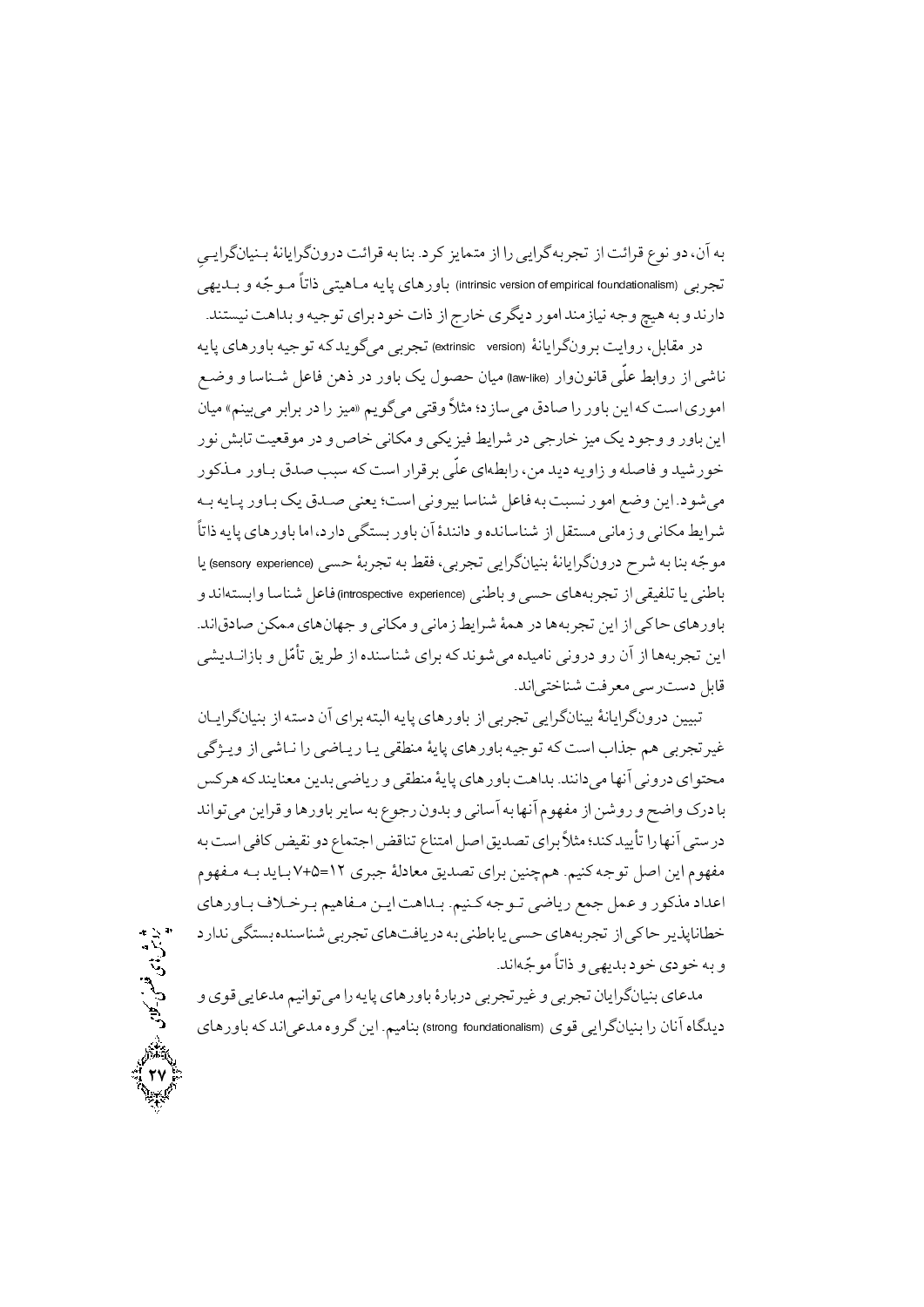به آن، دو نوع قرائت از تجربه‌گرایی را از متمایز کرد. بنا به قرائت درون‌گرایانهٔ بنیان‌گرایی تجربی (intrinsic version of empirical foundationalism) باورهای پایه ماهیتی ذاتاً موجّه و بدیهی دارند و به هیچ وجه نیازمند امور دیگری خارج از ذات خود برای توجیه و بداهت نیستند.

در مقابل، روایت برون‌گرایانهٔ (extrinsic version) تجربی می‌گوید که توجیه باورهای پایه ناشی از روابط علّی قانون‌وار (law-like) میان حصول یک باور در ذهن فاعل شناسا و وضع اموری است که این باور را صادق می‌سازد؛ مثلاً وقتی می‌گویم «میز را در برابر می‌بینم» میان این باور و وجود یک میز خارجی در شرایط فیزیکی و مکانی خاص و در موقعیت تابش نور خورشید و فاصله و زاویه دید من، رابطه‌ای علّی برقرار است که سبب صدق باور مذکور می‌شود. این وضع امور نسبت به فاعل شناسا بیرونی است؛ یعنی صدق یک باور پایه به شرایط مکانی و زمانی مستقل از شناسانده و دانندهٔ آن باور بستگی دارد، اما باورهای پایه ذاتاً موجّه بنا به شرح درون‌گرایانهٔ بنیان‌گرایی تجربی، فقط به تجربهٔ حسی (sensory experience) یا باطنی یا تلفیقی از تجربه‌های حسی و باطنی (introspective experience) فاعل شناسا وابسته‌اند و باورهای حاکی از این تجربه‌ها در همهٔ شرایط زمانی و مکانی و جهان‌های ممکن صادق‌اند. این تجربه‌ها از آن رو درونی نامیده می‌شوند که برای شناسنده از طریق تأمّل و بازاندیشی قابل دسترسی معرفت شناختی‌اند.

تبیین درون‌گرایانهٔ بینان‌گرایی تجربی از باورهای پایه البته برای آن دسته از بنیان‌گرایان غیرتجربی هم جذاب است که توجیه باورهای پایهٔ منطقی یا ریاضی را ناشی از ویژگی محتوای درونی آنها می‌دانند. بداهت باورهای پایهٔ منطقی و ریاضی بدین معنایند که هرکس با درک واضح و روشن از مفهوم آنها به آسانی و بدون رجوع به سایر باورها و قراین می‌تواند درستی آنها را تأیید کند؛ مثلاً برای تصدیق اصل امتناع تناقض اجتماع دو نقیض کافی است به مفهوم این اصل توجه کنیم. هم‌چنین برای تصدیق معادلهٔ جبری ۱۲=۵+۷ باید به مفهوم اعداد مذکور و عمل جمع ریاضی توجه کنیم. بداهت این مفاهیم برخلاف باورهای خطاپذیر حاکی از تجربه‌های حسی یا باطنی به دریافت‌های تجربی شناسنده بستگی ندارد و به خودی خود بدیهی و ذاتاً موجّه‌اند.

مدعای بنیان‌گرایان تجربی و غیرتجربی دربارهٔ باورهای پایه را می‌توانیم مدعایی قوی و دیدگاه آنان را بنیان‌گرایی قوی (strong foundationalism) بنامیم. این گروه مدعی‌اند که باورهای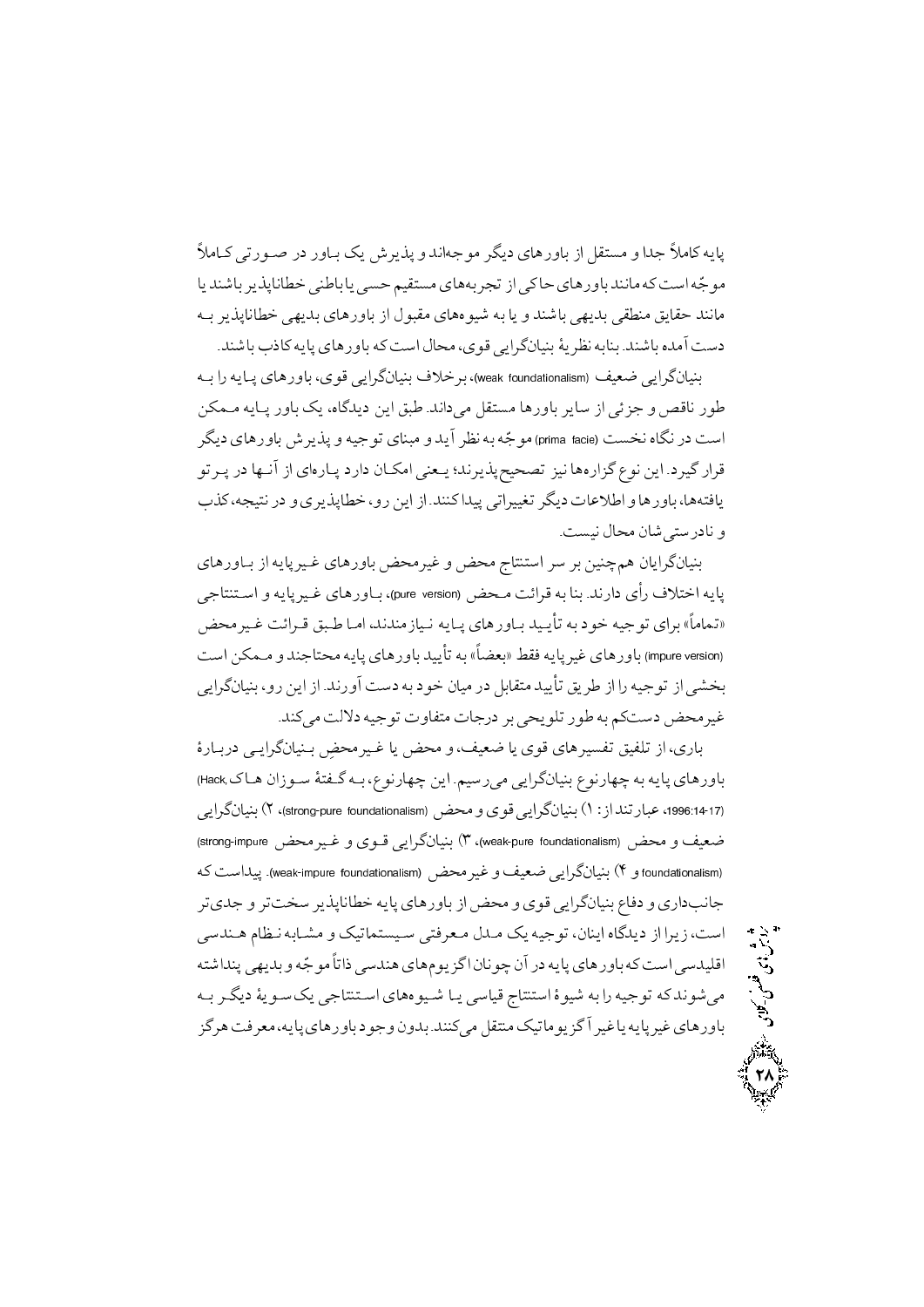پایه کاملاً جدا و مستقل از باورهای دیگر موجه‌اند و پذیرش یک باور در صورتی کاملاً موجّه است که مانند باورهای حاکی از تجربه‌های مستقیم حسی یا باطنی خطاناپذیر باشند یا مانند حقایق منطقی بدیهی باشند و یا به شیوه‌های مقبول از باورهای بدیهی خطاناپذیر به دست آمده باشند. بنابه نظریهٔ بنیانگرایی قوی، محال است که باورهای پایه کاذب باشند.

بنیانگرایی ضعیف (weak foundationalism)، برخلاف بنیانگرایی قوی، باورهای پایه را به طور ناقص و جزئی از سایر باورها مستقل می‌داند. طبق این دیدگاه، یک باور پایه ممکن است در نگاه نخست (prima facie) موجّه به نظر آید و مبنای توجیه و پذیرش باورهای دیگر قرار گیرد. این نوع گزاره‌ها نیز تصحیح‌پذیرند؛ یعنی امکان دارد پاره‌ای از آنها در پرتو یافته‌ها، باورها و اطلاعات دیگر تغییراتی پیدا کنند. از این رو، خطاپذیری و در نتیجه، کذب و نادرستی‌شان محال نیست.

بنیانگرایان همچنین بر سر استنتاج محض و غیرمحض باورهای غیرپایه از باورهای پایه اختلاف رأی دارند. بنا به قرائت محض (pure version)، باورهای غیرپایه و استنتاجی «تماماً» برای توجیه خود به تأیید باورهای پایه نیازمندند، اما طبق قرائت غیرمحض (impure version) باورهای غیرپایه فقط «بعضاً» به تأیید باورهای پایه محتاجند و ممکن است بخشی از توجیه را از طریق تأیید متقابل در میان خود به دست آورند. از این رو، بنیانگرایی غیرمحض دستکم به طور تلویحی بر درجات متفاوت توجیه دلالت می‌کند.

باری، از تلفیق تفسیرهای قوی یا ضعیف، و محض یا غیرمحضِ بنیانگرایی دربارهٔ باورهای پایه به چهارنوع بنیانگرایی می‌رسیم. این چهارنوع، به گفتهٔ سوزان هاک (Hack, 1996:14-17)، عبارتند از: ۱) بنیانگرایی قوی و محض (strong-pure foundationalism)، ۲) بنیانگرایی ضعیف و محض (weak-pure foundationalism)، ۳) بنیانگرایی قوی و غیرمحض (strong-impure foundationalism) و ۴) بنیانگرایی ضعیف و غیرمحض (weak-impure foundationalism). پیداست که جانب‌داری و دفاع بنیانگرایی قوی و محض از باورهای پایه خطاناپذیر سخت‌تر و جدی‌تر است، زیرا از دیدگاه اینان، توجیه یک مدل معرفتی سیستماتیک و مشابه نظام هندسی اقلیدسی است که باورهای پایه در آن چونان اگزیوم‌های هندسی ذاتاً موجّه و بدیهی پنداشته می‌شوند که توجیه را به شیوهٔ استنتاج قیاسی یا شیوه‌های استنتاجی یک سویهٔ دیگر به باورهای غیرپایه یا غیرآگزیوماتیک منتقل می‌کنند. بدون وجود باورهای پایه، معرفت هرگز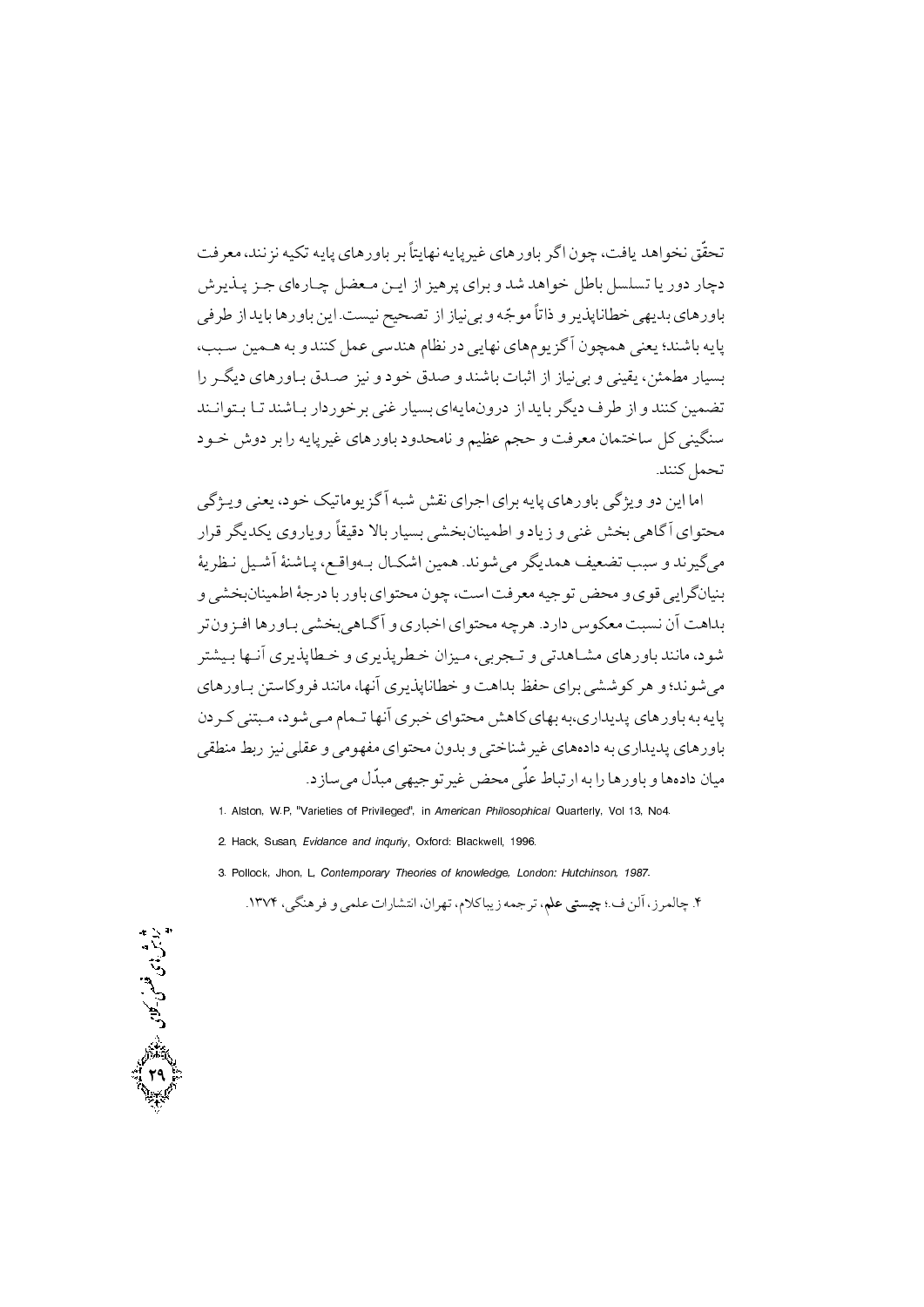تحقّق نخواهد یافت، چون اگر باورهای غیرپایه نهایتاً بر باورهای پایه تکیه نزنند، معرفت دچار دور یا تسلسل باطل خواهد شد و برای پرهیز از این معضل چاره‌ای جز پذیرش باورهای بدیهی خطاناپذیر و ذاتاً موجّه و بی‌نیاز از تصحیح نیست. این باورها باید از طرفی پایه باشند؛ یعنی همچون آگزیوم‌های نهایی در نظام هندسی عمل کنند و به همین سبب، بسیار مطمئن، یقینی و بی‌نیاز از اثبات باشند و صدق خود و نیز صدق باورهای دیگر را تضمین کنند و از طرف دیگر باید از درون‌مایه‌ای بسیار غنی برخوردار باشند تا بتوانند سنگینی کل ساختمان معرفت و حجم عظیم و نامحدود باورهای غیرپایه را بر دوش خود تحمل کنند.

اما این دو ویژگی باورهای پایه برای اجرای نقش شبه آگزیوماتیک خود، یعنی ویژگی محتوای آگاهی بخش غنی و زیاد و اطمینان‌بخشی بسیار بالا دقیقاً رویاروی یکدیگر قرار می‌گیرند و سبب تضعیف همدیگر می‌شوند. همین اشکال به‌واقع، پاشنهٔ آشیل نظریهٔ بنیان‌گرایی قوی و محض توجیه معرفت است، چون محتوای باور با درجهٔ اطمینان‌بخشی و بداهت آن نسبت معکوس دارد. هرچه محتوای اخباری و آگاهی‌بخشی باورها افزون‌تر شود، مانند باورهای مشاهدتی و تجربی، میزان خطرپذیری و خطاپذیری آنها بیشتر می‌شوند؛ و هر کوششی برای حفظ بداهت و خطاناپذیری آنها، مانند فروکاستن باورهای پایه به باورهای پدیداری،به بهای کاهش محتوای خبری آنها تمام می‌شود، مبتنی کردن باورهای پدیداری به داده‌های غیر شناختی و بدون محتوای مفهومی و عقلی نیز ربط منطقی میان داده‌ها و باورها را به ارتباط علّی محض غیرتوجیهی مبدّل می‌سازد.

1. Alston, W.P, "Varieties of Privileged", in *American Philosophical* Quarterly, Vol 13, No4.

2. Hack, Susan, *Evidance and inquriy*, Oxford: Blackwell, 1996.

3. Pollock, Jhon, L, *Contemporary Theories of knowledge*, London: Hutchinson, 1987.

۴. چالمرز، آلن ف.؛ **چیستی علم**، ترجمه زیباکلام، تهران، انتشارات علمی و فرهنگی، ۱۳۷۴.